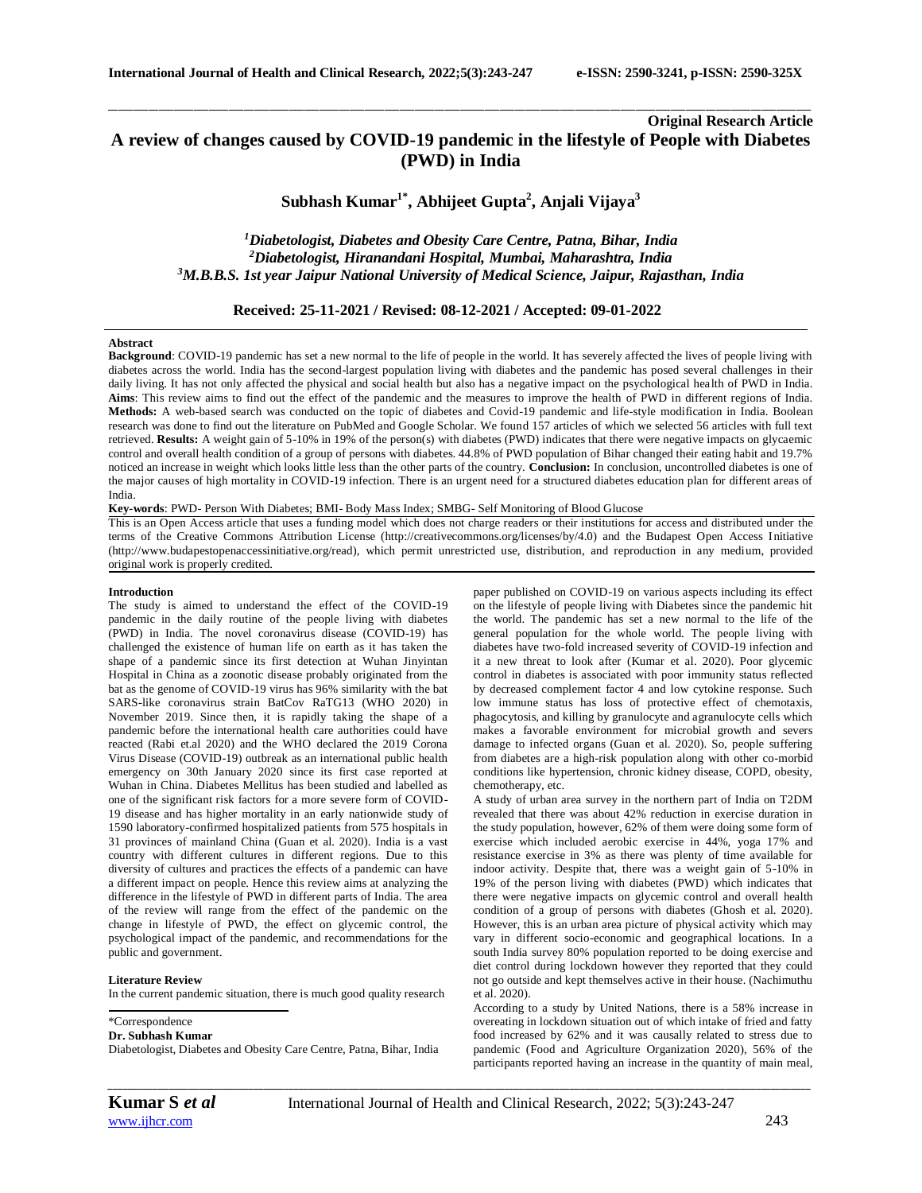**Original Research Article**

# A review of changes caused by COVID-19 pandemic in the lifestyle of People with Diabetes (PWD) in India

**Subhash Kumar[1*], Abhijeet Gupta[2], Anjali Vijaya[3]**

*[1]Diabetologist, Diabetes and Obesity Care Centre, Patna, Bihar, India*
*[2]Diabetologist, Hiranandani Hospital, Mumbai, Maharashtra, India*
*[3]M.B.B.S. 1st year Jaipur National University of Medical Science, Jaipur, Rajasthan, India*

**Received: 25-11-2021 / Revised: 08-12-2021 / Accepted: 09-01-2022**

---

**Abstract**

**Background**: COVID-19 pandemic has set a new normal to the life of people in the world. It has severely affected the lives of people living with diabetes across the world. India has the second-largest population living with diabetes and the pandemic has posed several challenges in their daily living. It has not only affected the physical and social health but also has a negative impact on the psychological health of PWD in India. **Aims**: This review aims to find out the effect of the pandemic and the measures to improve the health of PWD in different regions of India. **Methods:** A web-based search was conducted on the topic of diabetes and Covid-19 pandemic and life-style modification in India. Boolean research was done to find out the literature on PubMed and Google Scholar. We found 157 articles of which we selected 56 articles with full text retrieved. **Results:** A weight gain of 5-10% in 19% of the person(s) with diabetes (PWD) indicates that there were negative impacts on glycaemic control and overall health condition of a group of persons with diabetes. 44.8% of PWD population of Bihar changed their eating habit and 19.7% noticed an increase in weight which looks little less than the other parts of the country. **Conclusion:** In conclusion, uncontrolled diabetes is one of the major causes of high mortality in COVID-19 infection. There is an urgent need for a structured diabetes education plan for different areas of India.

**Key-words**: PWD- Person With Diabetes; BMI- Body Mass Index; SMBG- Self Monitoring of Blood Glucose

This is an Open Access article that uses a funding model which does not charge readers or their institutions for access and distributed under the terms of the Creative Commons Attribution License (http://creativecommons.org/licenses/by/4.0) and the Budapest Open Access Initiative (http://www.budapestopenaccessinitiative.org/read), which permit unrestricted use, distribution, and reproduction in any medium, provided original work is properly credited.

---

## Introduction

The study is aimed to understand the effect of the COVID-19 pandemic in the daily routine of the people living with diabetes (PWD) in India. The novel coronavirus disease (COVID-19) has challenged the existence of human life on earth as it has taken the shape of a pandemic since its first detection at Wuhan Jinyintan Hospital in China as a zoonotic disease probably originated from the bat as the genome of COVID-19 virus has 96% similarity with the bat SARS-like coronavirus strain BatCov RaTG13 (WHO 2020) in November 2019. Since then, it is rapidly taking the shape of a pandemic before the international health care authorities could have reacted (Rabi et.al 2020) and the WHO declared the 2019 Corona Virus Disease (COVID-19) outbreak as an international public health emergency on 30th January 2020 since its first case reported at Wuhan in China. Diabetes Mellitus has been studied and labelled as one of the significant risk factors for a more severe form of COVID-19 disease and has higher mortality in an early nationwide study of 1590 laboratory-confirmed hospitalized patients from 575 hospitals in 31 provinces of mainland China (Guan et al. 2020). India is a vast country with different cultures in different regions. Due to this diversity of cultures and practices the effects of a pandemic can have a different impact on people. Hence this review aims at analyzing the difference in the lifestyle of PWD in different parts of India. The area of the review will range from the effect of the pandemic on the change in lifestyle of PWD, the effect on glycemic control, the psychological impact of the pandemic, and recommendations for the public and government.

## Literature Review

In the current pandemic situation, there is much good quality research paper published on COVID-19 on various aspects including its effect on the lifestyle of people living with Diabetes since the pandemic hit the world. The pandemic has set a new normal to the life of the general population for the whole world. The people living with diabetes have two-fold increased severity of COVID-19 infection and it a new threat to look after (Kumar et al. 2020). Poor glycemic control in diabetes is associated with poor immunity status reflected by decreased complement factor 4 and low cytokine response. Such low immune status has loss of protective effect of chemotaxis, phagocytosis, and killing by granulocyte and agranulocyte cells which makes a favorable environment for microbial growth and severs damage to infected organs (Guan et al. 2020). So, people suffering from diabetes are a high-risk population along with other co-morbid conditions like hypertension, chronic kidney disease, COPD, obesity, chemotherapy, etc.

A study of urban area survey in the northern part of India on T2DM revealed that there was about 42% reduction in exercise duration in the study population, however, 62% of them were doing some form of exercise which included aerobic exercise in 44%, yoga 17% and resistance exercise in 3% as there was plenty of time available for indoor activity. Despite that, there was a weight gain of 5-10% in 19% of the person living with diabetes (PWD) which indicates that there were negative impacts on glycemic control and overall health condition of a group of persons with diabetes (Ghosh et al. 2020). However, this is an urban area picture of physical activity which may vary in different socio-economic and geographical locations. In a south India survey 80% population reported to be doing exercise and diet control during lockdown however they reported that they could not go outside and kept themselves active in their house. (Nachimuthu et al. 2020).

According to a study by United Nations, there is a 58% increase in overeating in lockdown situation out of which intake of fried and fatty food increased by 62% and it was causally related to stress due to pandemic (Food and Agriculture Organization 2020), 56% of the participants reported having an increase in the quantity of main meal,

---

\*Correspondence
**Dr. Subhash Kumar**
Diabetologist, Diabetes and Obesity Care Centre, Patna, Bihar, India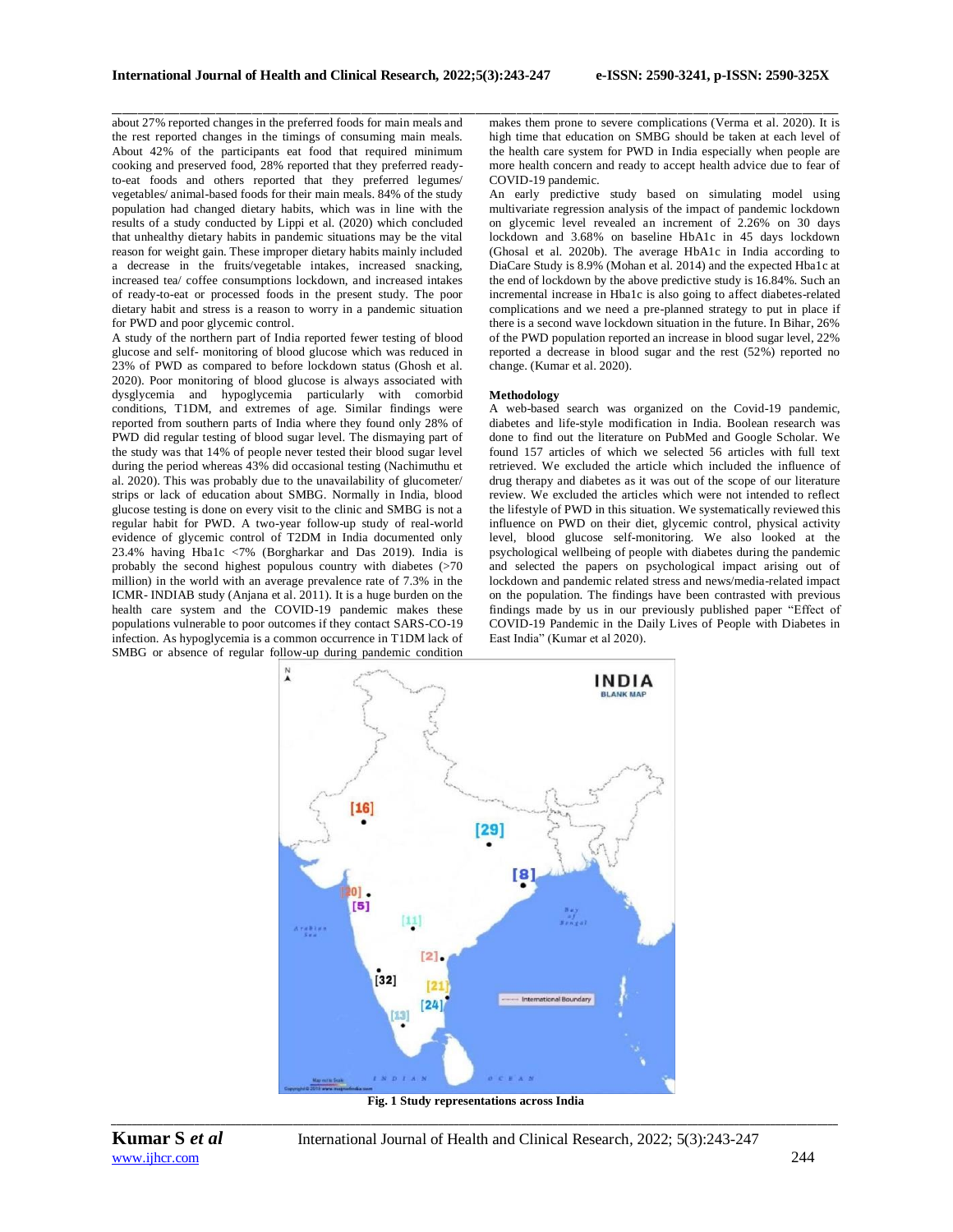about 27% reported changes in the preferred foods for main meals and the rest reported changes in the timings of consuming main meals. About 42% of the participants eat food that required minimum cooking and preserved food, 28% reported that they preferred ready-to-eat foods and others reported that they preferred legumes/ vegetables/ animal-based foods for their main meals. 84% of the study population had changed dietary habits, which was in line with the results of a study conducted by Lippi et al. (2020) which concluded that unhealthy dietary habits in pandemic situations may be the vital reason for weight gain. These improper dietary habits mainly included a decrease in the fruits/vegetable intakes, increased snacking, increased tea/ coffee consumptions lockdown, and increased intakes of ready-to-eat or processed foods in the present study. The poor dietary habit and stress is a reason to worry in a pandemic situation for PWD and poor glycemic control.

A study of the northern part of India reported fewer testing of blood glucose and self- monitoring of blood glucose which was reduced in 23% of PWD as compared to before lockdown status (Ghosh et al. 2020). Poor monitoring of blood glucose is always associated with dysglycemia and hypoglycemia particularly with comorbid conditions, T1DM, and extremes of age. Similar findings were reported from southern parts of India where they found only 28% of PWD did regular testing of blood sugar level. The dismaying part of the study was that 14% of people never tested their blood sugar level during the period whereas 43% did occasional testing (Nachimuthu et al. 2020). This was probably due to the unavailability of glucometer/ strips or lack of education about SMBG. Normally in India, blood glucose testing is done on every visit to the clinic and SMBG is not a regular habit for PWD. A two-year follow-up study of real-world evidence of glycemic control of T2DM in India documented only 23.4% having Hba1c <7% (Borgharkar and Das 2019). India is probably the second highest populous country with diabetes (>70 million) in the world with an average prevalence rate of 7.3% in the ICMR- INDIAB study (Anjana et al. 2011). It is a huge burden on the health care system and the COVID-19 pandemic makes these populations vulnerable to poor outcomes if they contact SARS-CO-19 infection. As hypoglycemia is a common occurrence in T1DM lack of SMBG or absence of regular follow-up during pandemic condition makes them prone to severe complications (Verma et al. 2020). It is high time that education on SMBG should be taken at each level of the health care system for PWD in India especially when people are more health concern and ready to accept health advice due to fear of COVID-19 pandemic.

An early predictive study based on simulating model using multivariate regression analysis of the impact of pandemic lockdown on glycemic level revealed an increment of 2.26% on 30 days lockdown and 3.68% on baseline HbA1c in 45 days lockdown (Ghosal et al. 2020b). The average HbA1c in India according to DiaCare Study is 8.9% (Mohan et al. 2014) and the expected Hba1c at the end of lockdown by the above predictive study is 16.84%. Such an incremental increase in Hba1c is also going to affect diabetes-related complications and we need a pre-planned strategy to put in place if there is a second wave lockdown situation in the future. In Bihar, 26% of the PWD population reported an increase in blood sugar level, 22% reported a decrease in blood sugar and the rest (52%) reported no change. (Kumar et al. 2020).

## Methodology

A web-based search was organized on the Covid-19 pandemic, diabetes and life-style modification in India. Boolean research was done to find out the literature on PubMed and Google Scholar. We found 157 articles of which we selected 56 articles with full text retrieved. We excluded the article which included the influence of drug therapy and diabetes as it was out of the scope of our literature review. We excluded the articles which were not intended to reflect the lifestyle of PWD in this situation. We systematically reviewed this influence on PWD on their diet, glycemic control, physical activity level, blood glucose self-monitoring. We also looked at the psychological wellbeing of people with diabetes during the pandemic and selected the papers on psychological impact arising out of lockdown and pandemic related stress and news/media-related impact on the population. The findings have been contrasted with previous findings made by us in our previously published paper "Effect of COVID-19 Pandemic in the Daily Lives of People with Diabetes in East India" (Kumar et al 2020).

**Fig. 1 Study representations across India**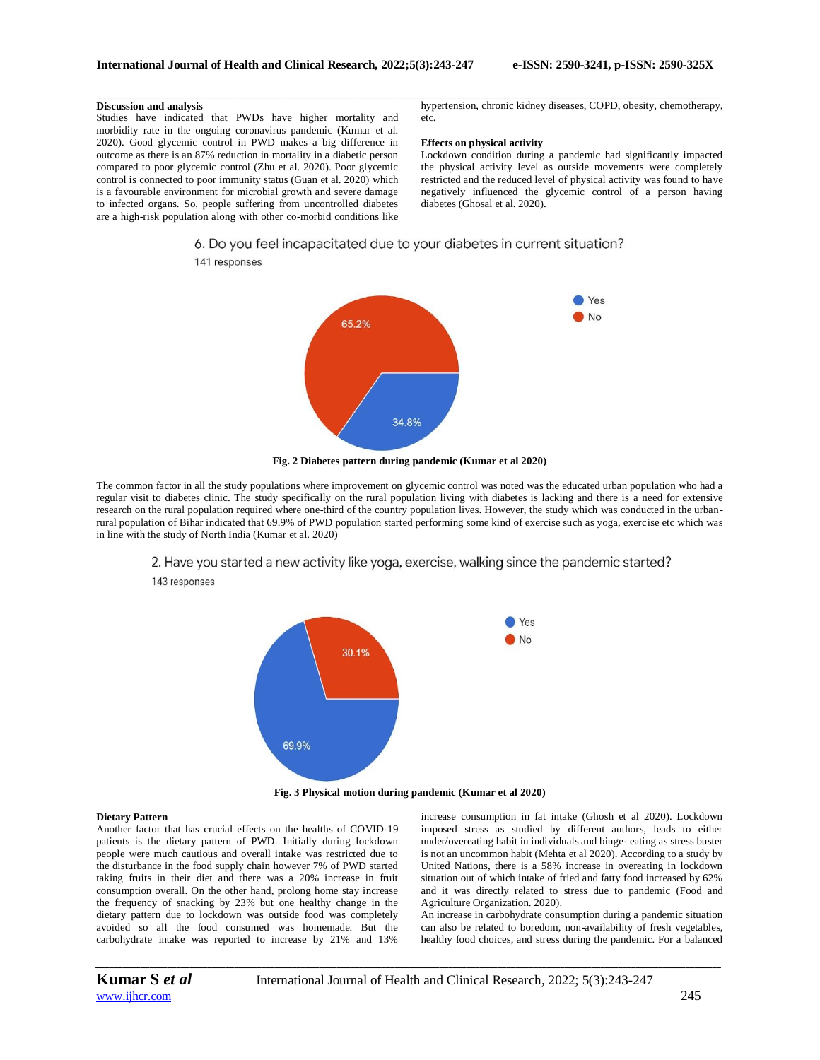## Discussion and analysis

Studies have indicated that PWDs have higher mortality and morbidity rate in the ongoing coronavirus pandemic (Kumar et al. 2020). Good glycemic control in PWD makes a big difference in outcome as there is an 87% reduction in mortality in a diabetic person compared to poor glycemic control (Zhu et al. 2020). Poor glycemic control is connected to poor immunity status (Guan et al. 2020) which is a favourable environment for microbial growth and severe damage to infected organs. So, people suffering from uncontrolled diabetes are a high-risk population along with other co-morbid conditions like hypertension, chronic kidney diseases, COPD, obesity, chemotherapy, etc.

### Effects on physical activity

Lockdown condition during a pandemic had significantly impacted the physical activity level as outside movements were completely restricted and the reduced level of physical activity was found to have negatively influenced the glycemic control of a person having diabetes (Ghosal et al. 2020).

6. Do you feel incapacitated due to your diabetes in current situation?

141 responses

Yes: 34.8%
No: 65.2%

**Fig. 2 Diabetes pattern during pandemic (Kumar et al 2020)**

The common factor in all the study populations where improvement on glycemic control was noted was the educated urban population who had a regular visit to diabetes clinic. The study specifically on the rural population living with diabetes is lacking and there is a need for extensive research on the rural population required where one-third of the country population lives. However, the study which was conducted in the urban-rural population of Bihar indicated that 69.9% of PWD population started performing some kind of exercise such as yoga, exercise etc which was in line with the study of North India (Kumar et al. 2020)

2. Have you started a new activity like yoga, exercise, walking since the pandemic started?

143 responses

Yes: 69.9%
No: 30.1%

**Fig. 3 Physical motion during pandemic (Kumar et al 2020)**

### Dietary Pattern

Another factor that has crucial effects on the healths of COVID-19 patients is the dietary pattern of PWD. Initially during lockdown people were much cautious and overall intake was restricted due to the disturbance in the food supply chain however 7% of PWD started taking fruits in their diet and there was a 20% increase in fruit consumption overall. On the other hand, prolong home stay increase the frequency of snacking by 23% but one healthy change in the dietary pattern due to lockdown was outside food was completely avoided so all the food consumed was homemade. But the carbohydrate intake was reported to increase by 21% and 13% increase consumption in fat intake (Ghosh et al 2020). Lockdown imposed stress as studied by different authors, leads to either under/overeating habit in individuals and binge- eating as stress buster is not an uncommon habit (Mehta et al 2020). According to a study by United Nations, there is a 58% increase in overeating in lockdown situation out of which intake of fried and fatty food increased by 62% and it was directly related to stress due to pandemic (Food and Agriculture Organization. 2020).

An increase in carbohydrate consumption during a pandemic situation can also be related to boredom, non-availability of fresh vegetables, healthy food choices, and stress during the pandemic. For a balanced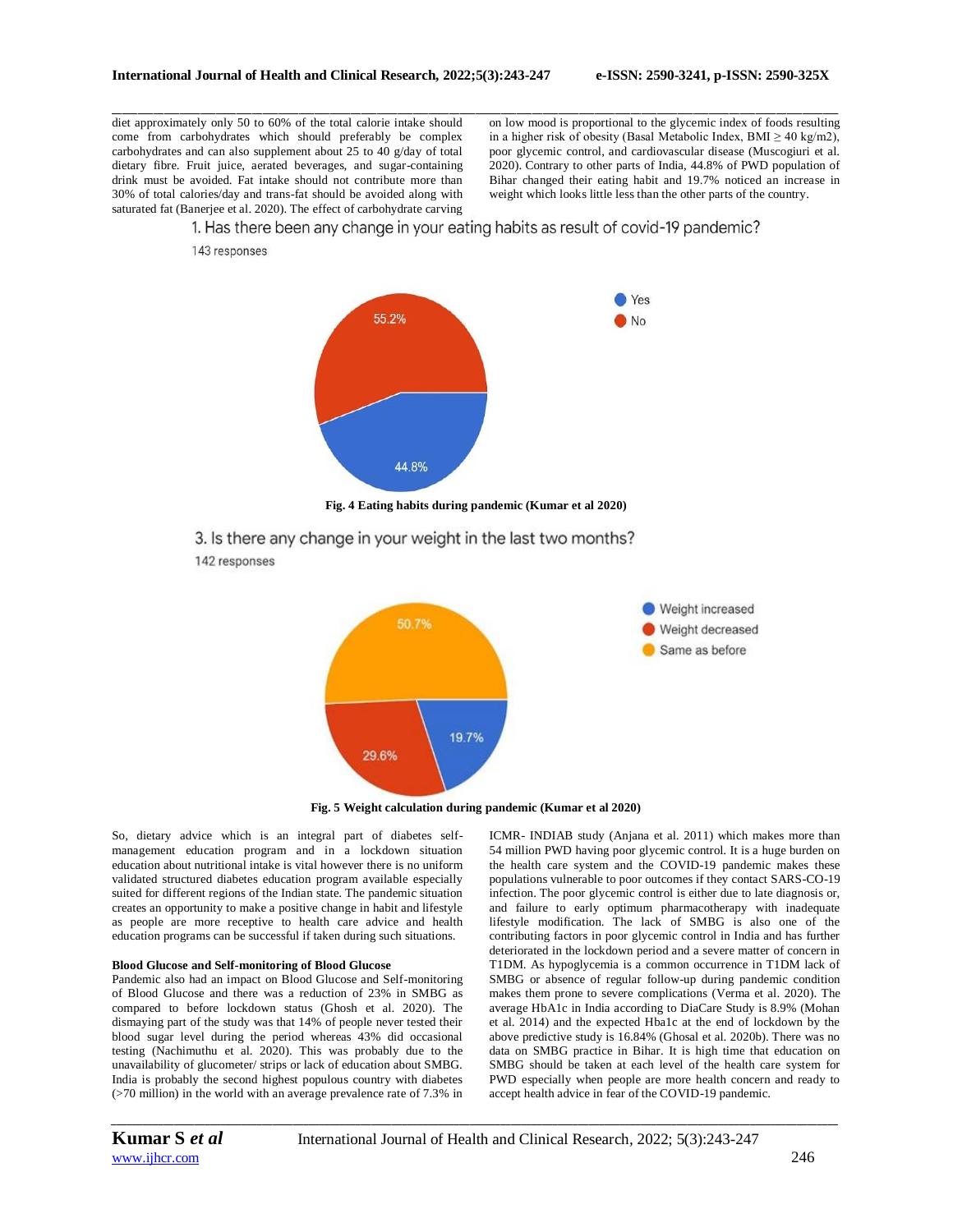diet approximately only 50 to 60% of the total calorie intake should come from carbohydrates which should preferably be complex carbohydrates and can also supplement about 25 to 40 g/day of total dietary fibre. Fruit juice, aerated beverages, and sugar-containing drink must be avoided. Fat intake should not contribute more than 30% of total calories/day and trans-fat should be avoided along with saturated fat (Banerjee et al. 2020). The effect of carbohydrate carving on low mood is proportional to the glycemic index of foods resulting in a higher risk of obesity (Basal Metabolic Index, BMI ≥ 40 kg/m2), poor glycemic control, and cardiovascular disease (Muscogiuri et al. 2020). Contrary to other parts of India, 44.8% of PWD population of Bihar changed their eating habit and 19.7% noticed an increase in weight which looks little less than the other parts of the country.

1. Has there been any change in your eating habits as result of covid-19 pandemic?
143 responses

Yes: 44.8%, No: 55.2%

**Fig. 4 Eating habits during pandemic (Kumar et al 2020)**

3. Is there any change in your weight in the last two months?
142 responses

Weight increased: 19.7%, Weight decreased: 29.6%, Same as before: 50.7%

**Fig. 5 Weight calculation during pandemic (Kumar et al 2020)**

So, dietary advice which is an integral part of diabetes self-management education program and in a lockdown situation education about nutritional intake is vital however there is no uniform validated structured diabetes education program available especially suited for different regions of the Indian state. The pandemic situation creates an opportunity to make a positive change in habit and lifestyle as people are more receptive to health care advice and health education programs can be successful if taken during such situations.

**Blood Glucose and Self-monitoring of Blood Glucose**

Pandemic also had an impact on Blood Glucose and Self-monitoring of Blood Glucose and there was a reduction of 23% in SMBG as compared to before lockdown status (Ghosh et al. 2020). The dismaying part of the study was that 14% of people never tested their blood sugar level during the period whereas 43% did occasional testing (Nachimuthu et al. 2020). This was probably due to the unavailability of glucometer/ strips or lack of education about SMBG. India is probably the second highest populous country with diabetes (>70 million) in the world with an average prevalence rate of 7.3% in ICMR- INDIAB study (Anjana et al. 2011) which makes more than 54 million PWD having poor glycemic control. It is a huge burden on the health care system and the COVID-19 pandemic makes these populations vulnerable to poor outcomes if they contact SARS-CO-19 infection. The poor glycemic control is either due to late diagnosis or, and failure to early optimum pharmacotherapy with inadequate lifestyle modification. The lack of SMBG is also one of the contributing factors in poor glycemic control in India and has further deteriorated in the lockdown period and a severe matter of concern in T1DM. As hypoglycemia is a common occurrence in T1DM lack of SMBG or absence of regular follow-up during pandemic condition makes them prone to severe complications (Verma et al. 2020). The average HbA1c in India according to DiaCare Study is 8.9% (Mohan et al. 2014) and the expected Hba1c at the end of lockdown by the above predictive study is 16.84% (Ghosal et al. 2020b). There was no data on SMBG practice in Bihar. It is high time that education on SMBG should be taken at each level of the health care system for PWD especially when people are more health concern and ready to accept health advice in fear of the COVID-19 pandemic.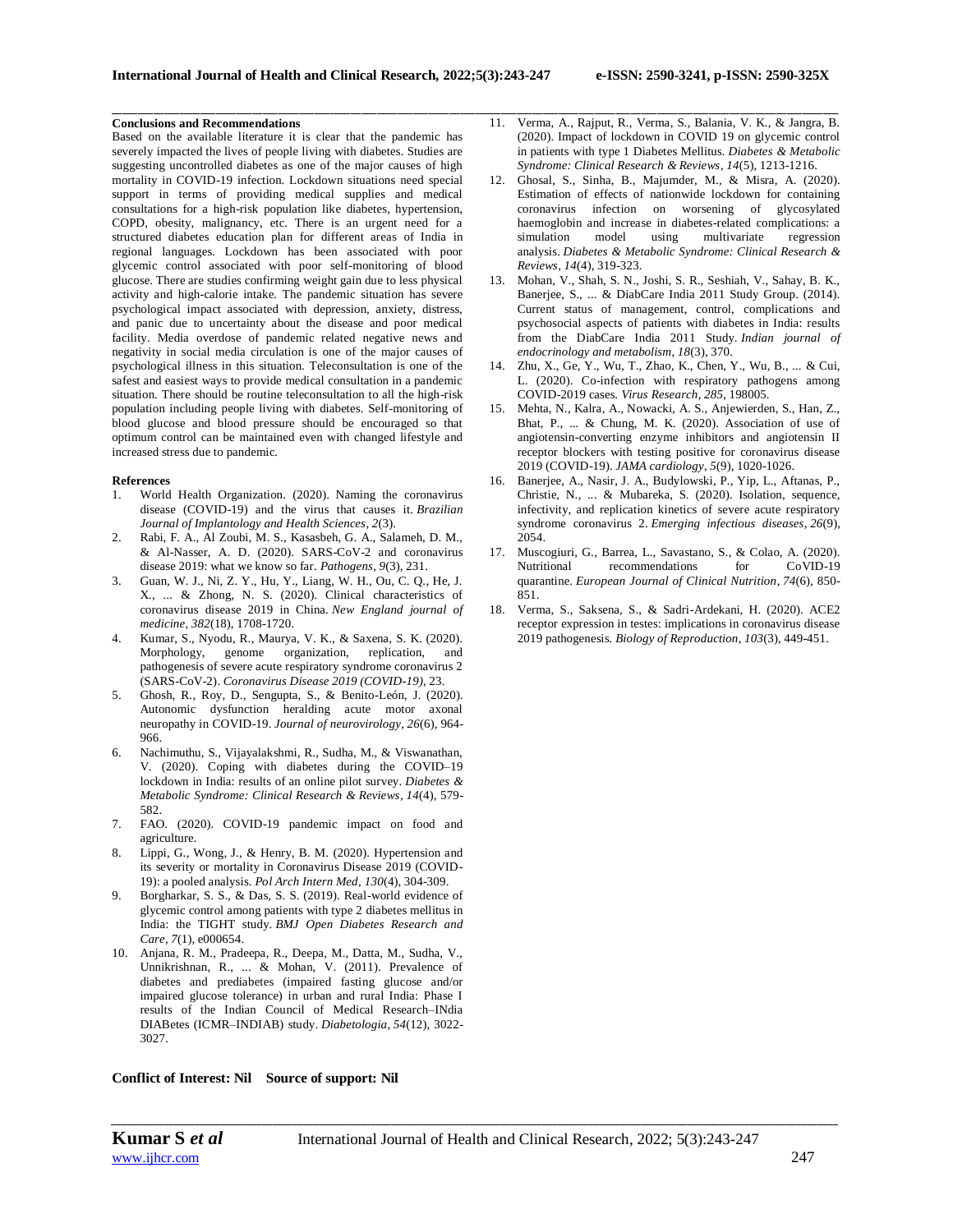## Conclusions and Recommendations

Based on the available literature it is clear that the pandemic has severely impacted the lives of people living with diabetes. Studies are suggesting uncontrolled diabetes as one of the major causes of high mortality in COVID-19 infection. Lockdown situations need special support in terms of providing medical supplies and medical consultations for a high-risk population like diabetes, hypertension, COPD, obesity, malignancy, etc. There is an urgent need for a structured diabetes education plan for different areas of India in regional languages. Lockdown has been associated with poor glycemic control associated with poor self-monitoring of blood glucose. There are studies confirming weight gain due to less physical activity and high-calorie intake. The pandemic situation has severe psychological impact associated with depression, anxiety, distress, and panic due to uncertainty about the disease and poor medical facility. Media overdose of pandemic related negative news and negativity in social media circulation is one of the major causes of psychological illness in this situation. Teleconsultation is one of the safest and easiest ways to provide medical consultation in a pandemic situation. There should be routine teleconsultation to all the high-risk population including people living with diabetes. Self-monitoring of blood glucose and blood pressure should be encouraged so that optimum control can be maintained even with changed lifestyle and increased stress due to pandemic.

## References

1. World Health Organization. (2020). Naming the coronavirus disease (COVID-19) and the virus that causes it. *Brazilian Journal of Implantology and Health Sciences*, *2*(3).
2. Rabi, F. A., Al Zoubi, M. S., Kasasbeh, G. A., Salameh, D. M., & Al-Nasser, A. D. (2020). SARS-CoV-2 and coronavirus disease 2019: what we know so far. *Pathogens*, *9*(3), 231.
3. Guan, W. J., Ni, Z. Y., Hu, Y., Liang, W. H., Ou, C. Q., He, J. X., ... & Zhong, N. S. (2020). Clinical characteristics of coronavirus disease 2019 in China. *New England journal of medicine*, *382*(18), 1708-1720.
4. Kumar, S., Nyodu, R., Maurya, V. K., & Saxena, S. K. (2020). Morphology, genome organization, replication, and pathogenesis of severe acute respiratory syndrome coronavirus 2 (SARS-CoV-2). *Coronavirus Disease 2019 (COVID-19)*, 23.
5. Ghosh, R., Roy, D., Sengupta, S., & Benito-León, J. (2020). Autonomic dysfunction heralding acute motor axonal neuropathy in COVID-19. *Journal of neurovirology*, *26*(6), 964-966.
6. Nachimuthu, S., Vijayalakshmi, R., Sudha, M., & Viswanathan, V. (2020). Coping with diabetes during the COVID–19 lockdown in India: results of an online pilot survey. *Diabetes & Metabolic Syndrome: Clinical Research & Reviews*, *14*(4), 579-582.
7. FAO. (2020). COVID-19 pandemic impact on food and agriculture.
8. Lippi, G., Wong, J., & Henry, B. M. (2020). Hypertension and its severity or mortality in Coronavirus Disease 2019 (COVID-19): a pooled analysis. *Pol Arch Intern Med*, *130*(4), 304-309.
9. Borgharkar, S. S., & Das, S. S. (2019). Real-world evidence of glycemic control among patients with type 2 diabetes mellitus in India: the TIGHT study. *BMJ Open Diabetes Research and Care*, *7*(1), e000654.
10. Anjana, R. M., Pradeepa, R., Deepa, M., Datta, M., Sudha, V., Unnikrishnan, R., ... & Mohan, V. (2011). Prevalence of diabetes and prediabetes (impaired fasting glucose and/or impaired glucose tolerance) in urban and rural India: Phase I results of the Indian Council of Medical Research–INdia DIABetes (ICMR–INDIAB) study. *Diabetologia*, *54*(12), 3022-3027.
11. Verma, A., Rajput, R., Verma, S., Balania, V. K., & Jangra, B. (2020). Impact of lockdown in COVID 19 on glycemic control in patients with type 1 Diabetes Mellitus. *Diabetes & Metabolic Syndrome: Clinical Research & Reviews*, *14*(5), 1213-1216.
12. Ghosal, S., Sinha, B., Majumder, M., & Misra, A. (2020). Estimation of effects of nationwide lockdown for containing coronavirus infection on worsening of glycosylated haemoglobin and increase in diabetes-related complications: a simulation model using multivariate regression analysis. *Diabetes & Metabolic Syndrome: Clinical Research & Reviews*, *14*(4), 319-323.
13. Mohan, V., Shah, S. N., Joshi, S. R., Seshiah, V., Sahay, B. K., Banerjee, S., ... & DiabCare India 2011 Study Group. (2014). Current status of management, control, complications and psychosocial aspects of patients with diabetes in India: results from the DiabCare India 2011 Study. *Indian journal of endocrinology and metabolism*, *18*(3), 370.
14. Zhu, X., Ge, Y., Wu, T., Zhao, K., Chen, Y., Wu, B., ... & Cui, L. (2020). Co-infection with respiratory pathogens among COVID-2019 cases. *Virus Research*, *285*, 198005.
15. Mehta, N., Kalra, A., Nowacki, A. S., Anjewierden, S., Han, Z., Bhat, P., ... & Chung, M. K. (2020). Association of use of angiotensin-converting enzyme inhibitors and angiotensin II receptor blockers with testing positive for coronavirus disease 2019 (COVID-19). *JAMA cardiology*, *5*(9), 1020-1026.
16. Banerjee, A., Nasir, J. A., Budylowski, P., Yip, L., Aftanas, P., Christie, N., ... & Mubareka, S. (2020). Isolation, sequence, infectivity, and replication kinetics of severe acute respiratory syndrome coronavirus 2. *Emerging infectious diseases*, *26*(9), 2054.
17. Muscogiuri, G., Barrea, L., Savastano, S., & Colao, A. (2020). Nutritional recommendations for CoVID-19 quarantine. *European Journal of Clinical Nutrition*, *74*(6), 850-851.
18. Verma, S., Saksena, S., & Sadri-Ardekani, H. (2020). ACE2 receptor expression in testes: implications in coronavirus disease 2019 pathogenesis. *Biology of Reproduction*, *103*(3), 449-451.

**Conflict of Interest: Nil  Source of support: Nil**